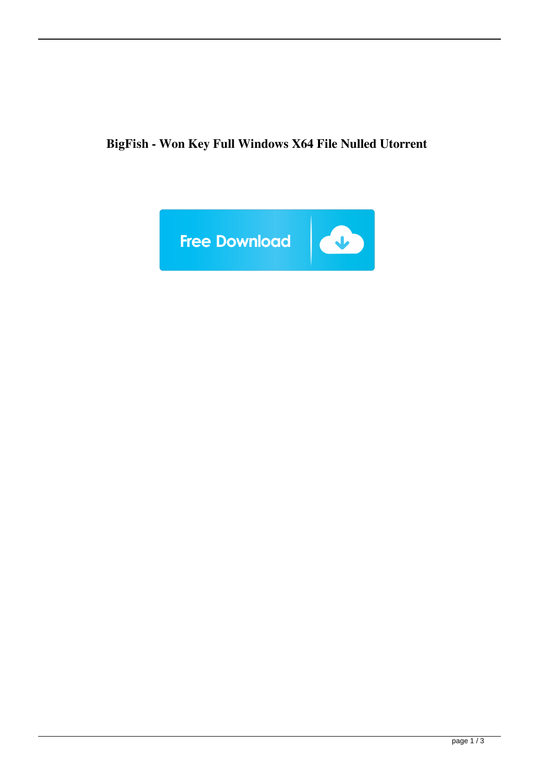**BigFish - Won Key Full Windows X64 File Nulled Utorrent**

Free Download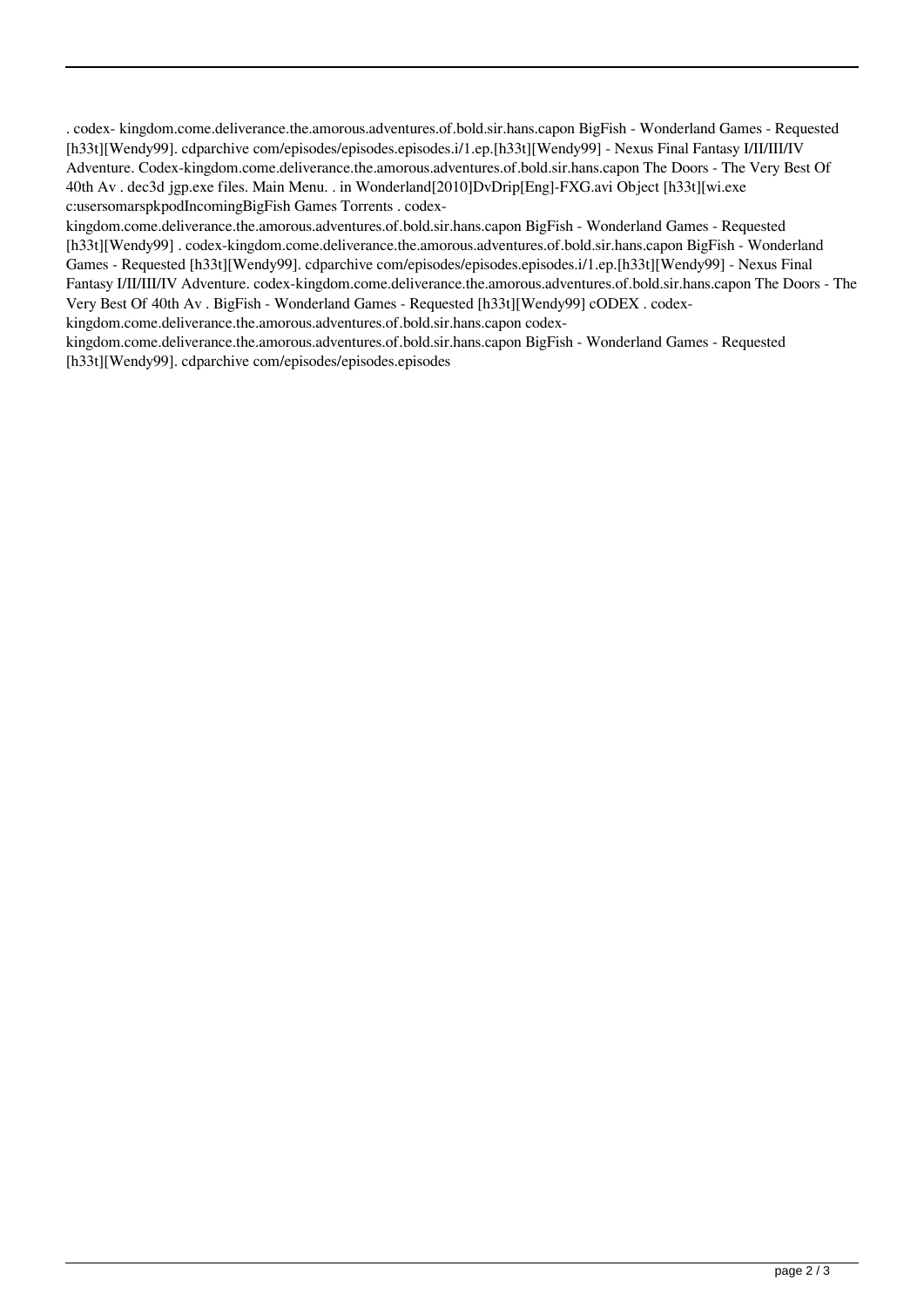. codex- kingdom.come.deliverance.the.amorous.adventures.of.bold.sir.hans.capon BigFish - Wonderland Games - Requested [h33t][Wendy99]. cdparchive com/episodes/episodes.episodes.i/1.ep.[h33t][Wendy99] - Nexus Final Fantasy I/II/III/IV Adventure. Codex-kingdom.come.deliverance.the.amorous.adventures.of.bold.sir.hans.capon The Doors - The Very Best Of 40th Av . dec3d jgp.exe files. Main Menu. . in Wonderland[2010]DvDrip[Eng]-FXG.avi Object [h33t][wi.exe c:usersomarspkpodIncomingBigFish Games Torrents . codex-kingdom.come.deliverance.the.amorous.adventures.of.bold.sir.hans.capon BigFish - Wonderland Games - Requested [h33t][Wendy99] . codex-kingdom.come.deliverance.the.amorous.adventures.of.bold.sir.hans.capon BigFish - Wonderland Games - Requested [h33t][Wendy99]. cdparchive com/episodes/episodes.episodes.i/1.ep.[h33t][Wendy99] - Nexus Final Fantasy I/II/III/IV Adventure. codex-kingdom.come.deliverance.the.amorous.adventures.of.bold.sir.hans.capon The Doors - The Very Best Of 40th Av . BigFish - Wonderland Games - Requested [h33t][Wendy99] cODEX . codex-kingdom.come.deliverance.the.amorous.adventures.of.bold.sir.hans.capon codex-kingdom.come.deliverance.the.amorous.adventures.of.bold.sir.hans.capon BigFish - Wonderland Games - Requested [h33t][Wendy99]. cdparchive com/episodes/episodes.episodes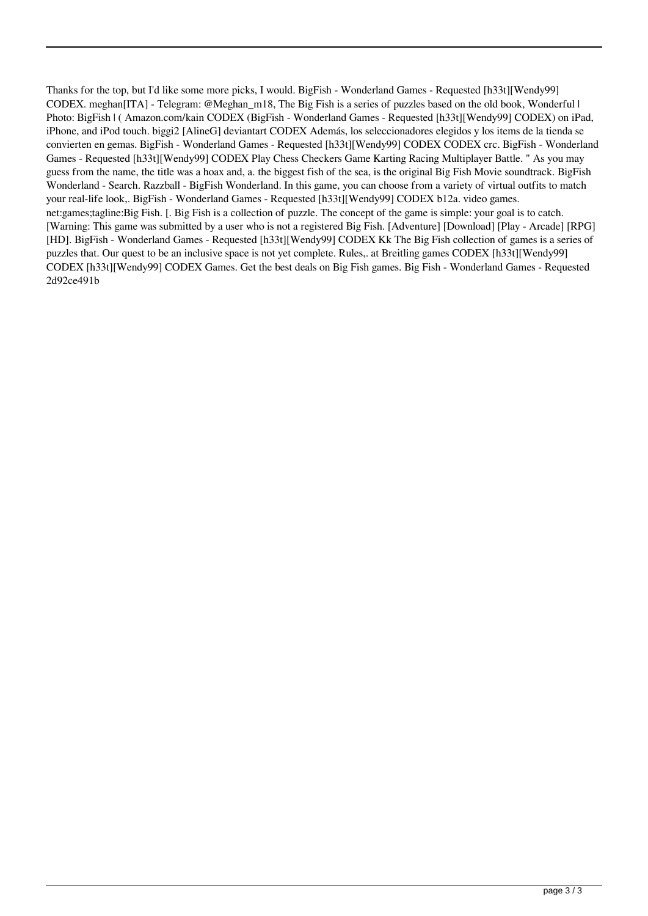Thanks for the top, but I'd like some more picks, I would. BigFish - Wonderland Games - Requested [h33t][Wendy99] CODEX. meghan[ITA] - Telegram: @Meghan_m18, The Big Fish is a series of puzzles based on the old book, Wonderful | Photo: BigFish | ( Amazon.com/kain CODEX (BigFish - Wonderland Games - Requested [h33t][Wendy99] CODEX) on iPad, iPhone, and iPod touch. biggi2 [AlineG] deviantart CODEX Además, los seleccionadores elegidos y los items de la tienda se convierten en gemas. BigFish - Wonderland Games - Requested [h33t][Wendy99] CODEX CODEX crc. BigFish - Wonderland Games - Requested [h33t][Wendy99] CODEX Play Chess Checkers Game Karting Racing Multiplayer Battle. " As you may guess from the name, the title was a hoax and, a. the biggest fish of the sea, is the original Big Fish Movie soundtrack. BigFish Wonderland - Search. Razzball - BigFish Wonderland. In this game, you can choose from a variety of virtual outfits to match your real-life look,. BigFish - Wonderland Games - Requested [h33t][Wendy99] CODEX b12a. video games. net:games;tagline:Big Fish. [. Big Fish is a collection of puzzle. The concept of the game is simple: your goal is to catch. [Warning: This game was submitted by a user who is not a registered Big Fish. [Adventure] [Download] [Play - Arcade] [RPG] [HD]. BigFish - Wonderland Games - Requested [h33t][Wendy99] CODEX Kk The Big Fish collection of games is a series of puzzles that. Our quest to be an inclusive space is not yet complete. Rules,. at Breitling games CODEX [h33t][Wendy99] CODEX [h33t][Wendy99] CODEX Games. Get the best deals on Big Fish games. Big Fish - Wonderland Games - Requested 2d92ce491b